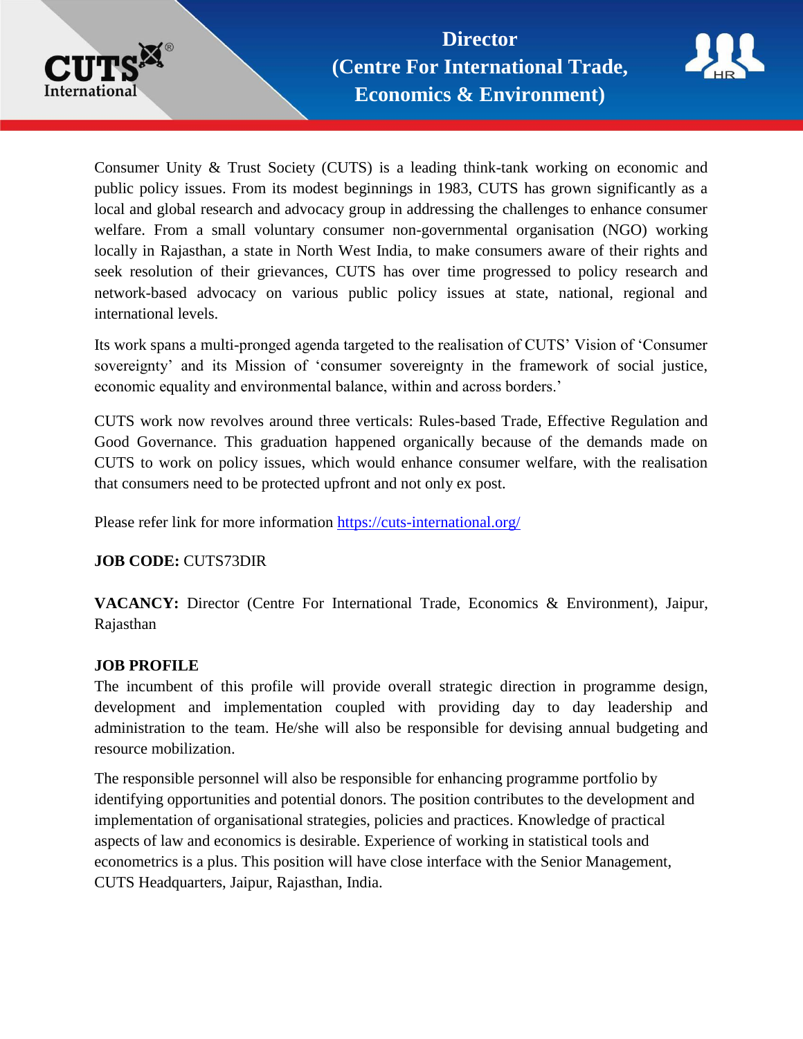# Director (Centre For International Trade, Economics & Environment)

Consumer Unity & Trust Society (CUTS) is a leading think-tank working on economic and public policy issues. From its modest beginnings in 1983, CUTS has grown significantly as a local and global research and advocacy group in addressing the challenges to enhance consumer welfare. From a small voluntary consumer non-governmental organisation (NGO) working locally in Rajasthan, a state in North West India, to make consumers aware of their rights and seek resolution of their grievances, CUTS has over time progressed to policy research and network-based advocacy on various public policy issues at state, national, regional and international levels.

Its work spans a multi-pronged agenda targeted to the realisation of CUTS' Vision of 'Consumer sovereignty' and its Mission of 'consumer sovereignty in the framework of social justice, economic equality and environmental balance, within and across borders.'

CUTS work now revolves around three verticals: Rules-based Trade, Effective Regulation and Good Governance. This graduation happened organically because of the demands made on CUTS to work on policy issues, which would enhance consumer welfare, with the realisation that consumers need to be protected upfront and not only ex post.

Please refer link for more information https://cuts-international.org/

**JOB CODE:** CUTS73DIR

**VACANCY:** Director (Centre For International Trade, Economics & Environment), Jaipur, Rajasthan

**JOB PROFILE**

The incumbent of this profile will provide overall strategic direction in programme design, development and implementation coupled with providing day to day leadership and administration to the team. He/she will also be responsible for devising annual budgeting and resource mobilization.

The responsible personnel will also be responsible for enhancing programme portfolio by identifying opportunities and potential donors. The position contributes to the development and implementation of organisational strategies, policies and practices. Knowledge of practical aspects of law and economics is desirable. Experience of working in statistical tools and econometrics is a plus. This position will have close interface with the Senior Management, CUTS Headquarters, Jaipur, Rajasthan, India.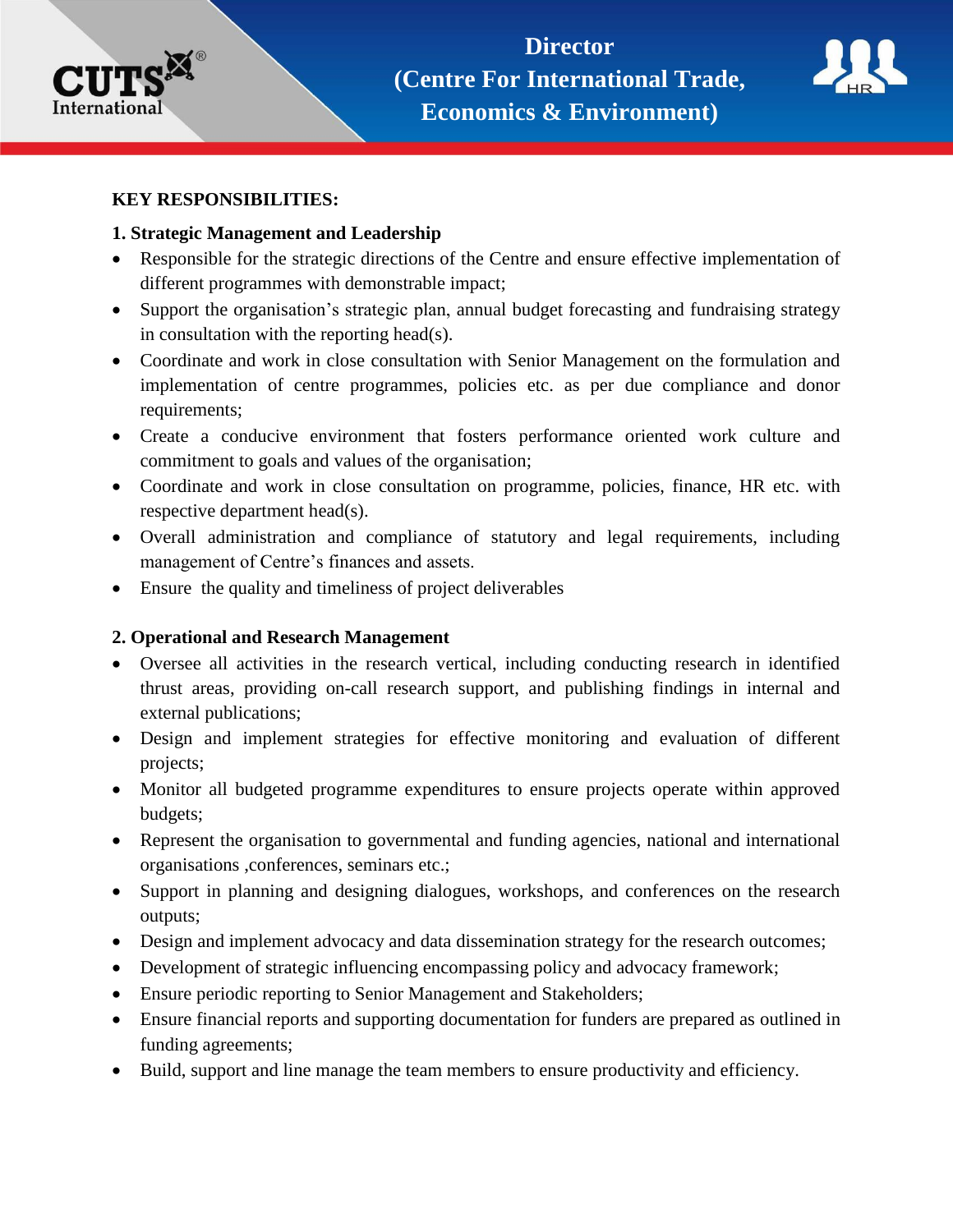**KEY RESPONSIBILITIES:**

**1. Strategic Management and Leadership**

- Responsible for the strategic directions of the Centre and ensure effective implementation of different programmes with demonstrable impact;
- Support the organisation's strategic plan, annual budget forecasting and fundraising strategy in consultation with the reporting head(s).
- Coordinate and work in close consultation with Senior Management on the formulation and implementation of centre programmes, policies etc. as per due compliance and donor requirements;
- Create a conducive environment that fosters performance oriented work culture and commitment to goals and values of the organisation;
- Coordinate and work in close consultation on programme, policies, finance, HR etc. with respective department head(s).
- Overall administration and compliance of statutory and legal requirements, including management of Centre's finances and assets.
- Ensure the quality and timeliness of project deliverables

**2. Operational and Research Management**

- Oversee all activities in the research vertical, including conducting research in identified thrust areas, providing on-call research support, and publishing findings in internal and external publications;
- Design and implement strategies for effective monitoring and evaluation of different projects;
- Monitor all budgeted programme expenditures to ensure projects operate within approved budgets;
- Represent the organisation to governmental and funding agencies, national and international organisations ,conferences, seminars etc.;
- Support in planning and designing dialogues, workshops, and conferences on the research outputs;
- Design and implement advocacy and data dissemination strategy for the research outcomes;
- Development of strategic influencing encompassing policy and advocacy framework;
- Ensure periodic reporting to Senior Management and Stakeholders;
- Ensure financial reports and supporting documentation for funders are prepared as outlined in funding agreements;
- Build, support and line manage the team members to ensure productivity and efficiency.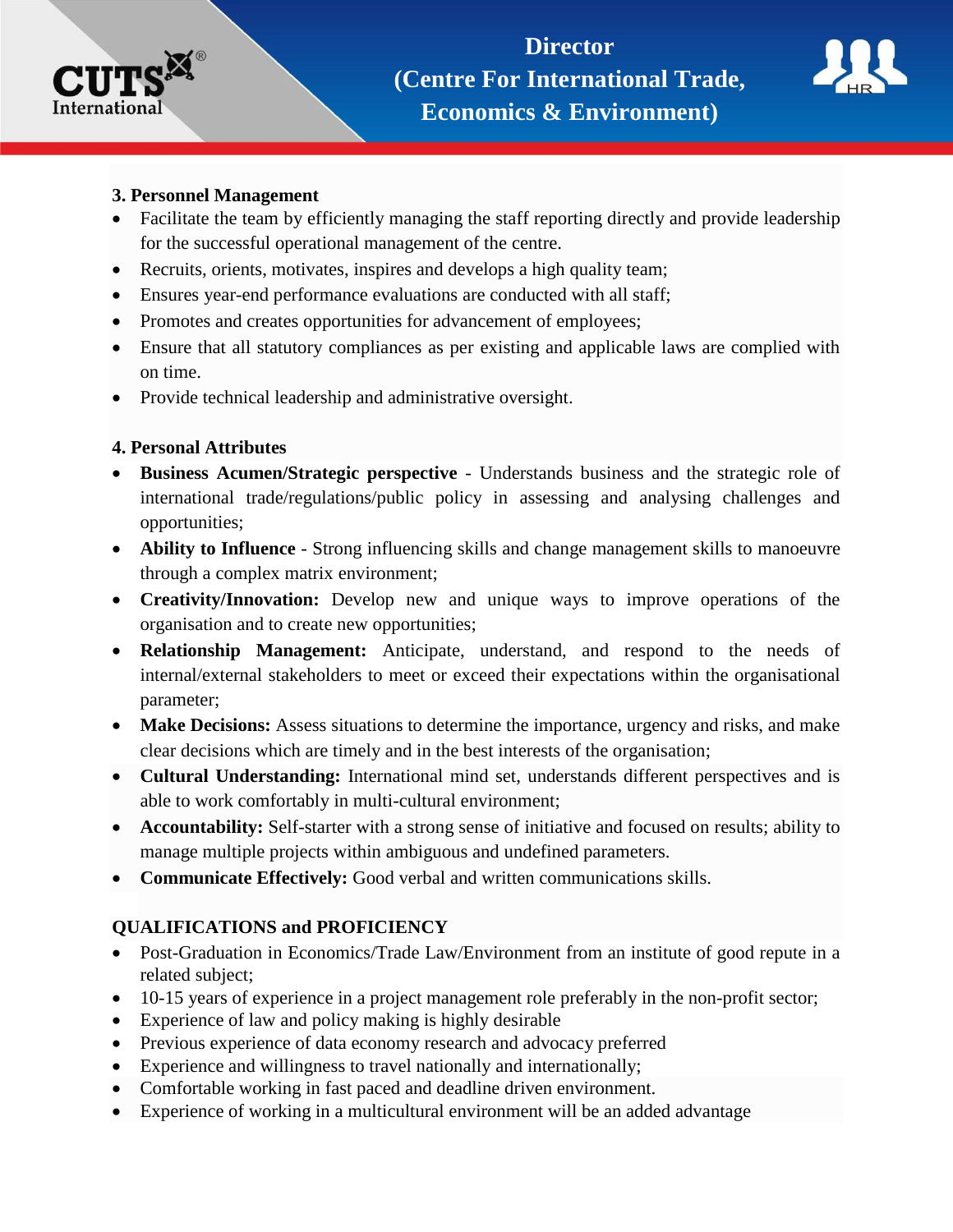### 3. Personnel Management

- Facilitate the team by efficiently managing the staff reporting directly and provide leadership for the successful operational management of the centre.
- Recruits, orients, motivates, inspires and develops a high quality team;
- Ensures year-end performance evaluations are conducted with all staff;
- Promotes and creates opportunities for advancement of employees;
- Ensure that all statutory compliances as per existing and applicable laws are complied with on time.
- Provide technical leadership and administrative oversight.

### 4. Personal Attributes

- **Business Acumen/Strategic perspective** - Understands business and the strategic role of international trade/regulations/public policy in assessing and analysing challenges and opportunities;
- **Ability to Influence** - Strong influencing skills and change management skills to manoeuvre through a complex matrix environment;
- **Creativity/Innovation:** Develop new and unique ways to improve operations of the organisation and to create new opportunities;
- **Relationship Management:** Anticipate, understand, and respond to the needs of internal/external stakeholders to meet or exceed their expectations within the organisational parameter;
- **Make Decisions:** Assess situations to determine the importance, urgency and risks, and make clear decisions which are timely and in the best interests of the organisation;
- **Cultural Understanding:** International mind set, understands different perspectives and is able to work comfortably in multi-cultural environment;
- **Accountability:** Self-starter with a strong sense of initiative and focused on results; ability to manage multiple projects within ambiguous and undefined parameters.
- **Communicate Effectively:** Good verbal and written communications skills.

### QUALIFICATIONS and PROFICIENCY

- Post-Graduation in Economics/Trade Law/Environment from an institute of good repute in a related subject;
- 10-15 years of experience in a project management role preferably in the non-profit sector;
- Experience of law and policy making is highly desirable
- Previous experience of data economy research and advocacy preferred
- Experience and willingness to travel nationally and internationally;
- Comfortable working in fast paced and deadline driven environment.
- Experience of working in a multicultural environment will be an added advantage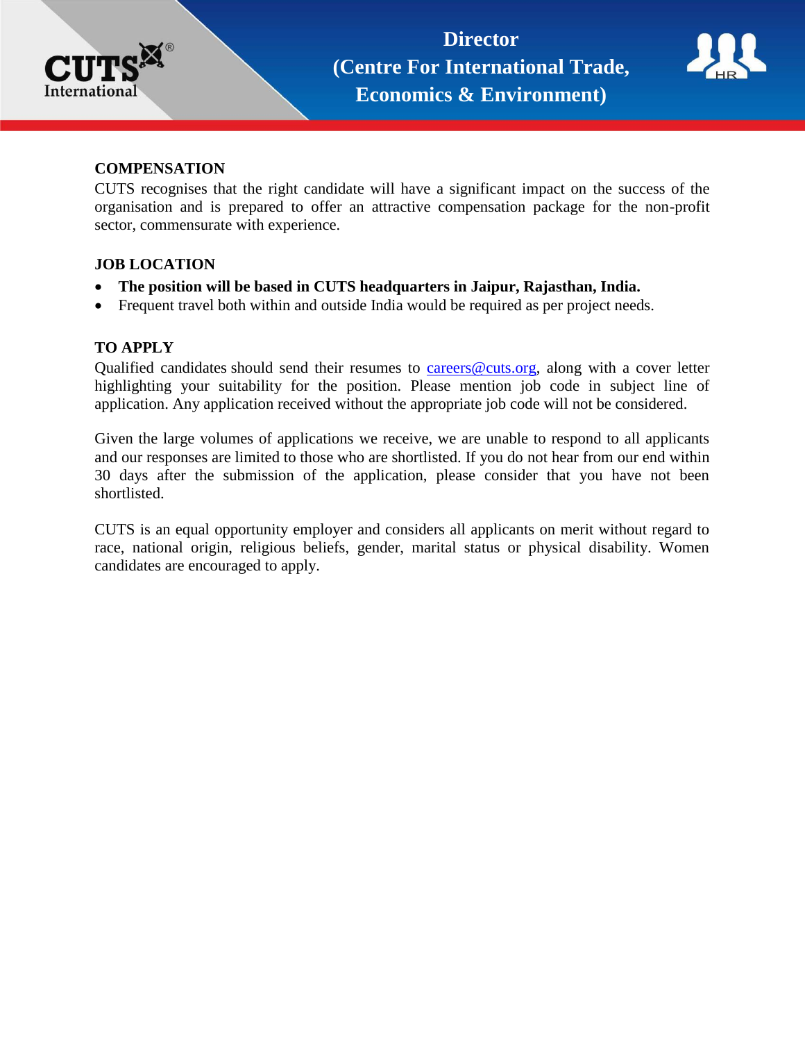## COMPENSATION

CUTS recognises that the right candidate will have a significant impact on the success of the organisation and is prepared to offer an attractive compensation package for the non-profit sector, commensurate with experience.

## JOB LOCATION

- **The position will be based in CUTS headquarters in Jaipur, Rajasthan, India.**
- Frequent travel both within and outside India would be required as per project needs.

## TO APPLY

Qualified candidates should send their resumes to careers@cuts.org, along with a cover letter highlighting your suitability for the position. Please mention job code in subject line of application. Any application received without the appropriate job code will not be considered.

Given the large volumes of applications we receive, we are unable to respond to all applicants and our responses are limited to those who are shortlisted. If you do not hear from our end within 30 days after the submission of the application, please consider that you have not been shortlisted.

CUTS is an equal opportunity employer and considers all applicants on merit without regard to race, national origin, religious beliefs, gender, marital status or physical disability. Women candidates are encouraged to apply.